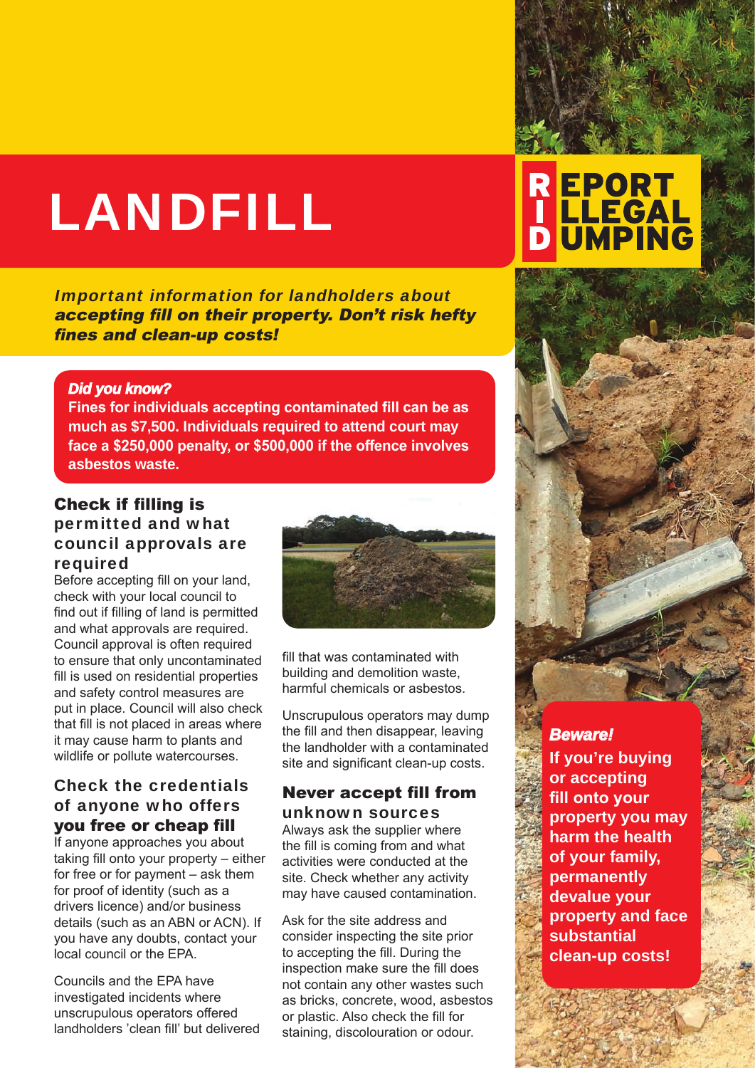# LANDFILL

**REPORT ILLEGAL DUMPING**

***Important information for landholders about accepting fill on their property. Don't risk hefty fines and clean-up costs!***

***Did you know?***

**Fines for individuals accepting contaminated fill can be as much as $7,500. Individuals required to attend court may face a $250,000 penalty, or $500,000 if the offence involves asbestos waste.**

## Check if filling is permitted and what council approvals are required

Before accepting fill on your land, check with your local council to find out if filling of land is permitted and what approvals are required. Council approval is often required to ensure that only uncontaminated fill is used on residential properties and safety control measures are put in place. Council will also check that fill is not placed in areas where it may cause harm to plants and wildlife or pollute watercourses.

## Check the credentials of anyone who offers you free or cheap fill

If anyone approaches you about taking fill onto your property – either for free or for payment – ask them for proof of identity (such as a drivers licence) and/or business details (such as an ABN or ACN). If you have any doubts, contact your local council or the EPA.

Councils and the EPA have investigated incidents where unscrupulous operators offered landholders 'clean fill' but delivered fill that was contaminated with building and demolition waste, harmful chemicals or asbestos.

Unscrupulous operators may dump the fill and then disappear, leaving the landholder with a contaminated site and significant clean-up costs.

## Never accept fill from unknown sources

Always ask the supplier where the fill is coming from and what activities were conducted at the site. Check whether any activity may have caused contamination.

Ask for the site address and consider inspecting the site prior to accepting the fill. During the inspection make sure the fill does not contain any other wastes such as bricks, concrete, wood, asbestos or plastic. Also check the fill for staining, discolouration or odour.

***Beware!***

**If you're buying or accepting fill onto your property you may harm the health of your family, permanently devalue your property and face substantial clean-up costs!**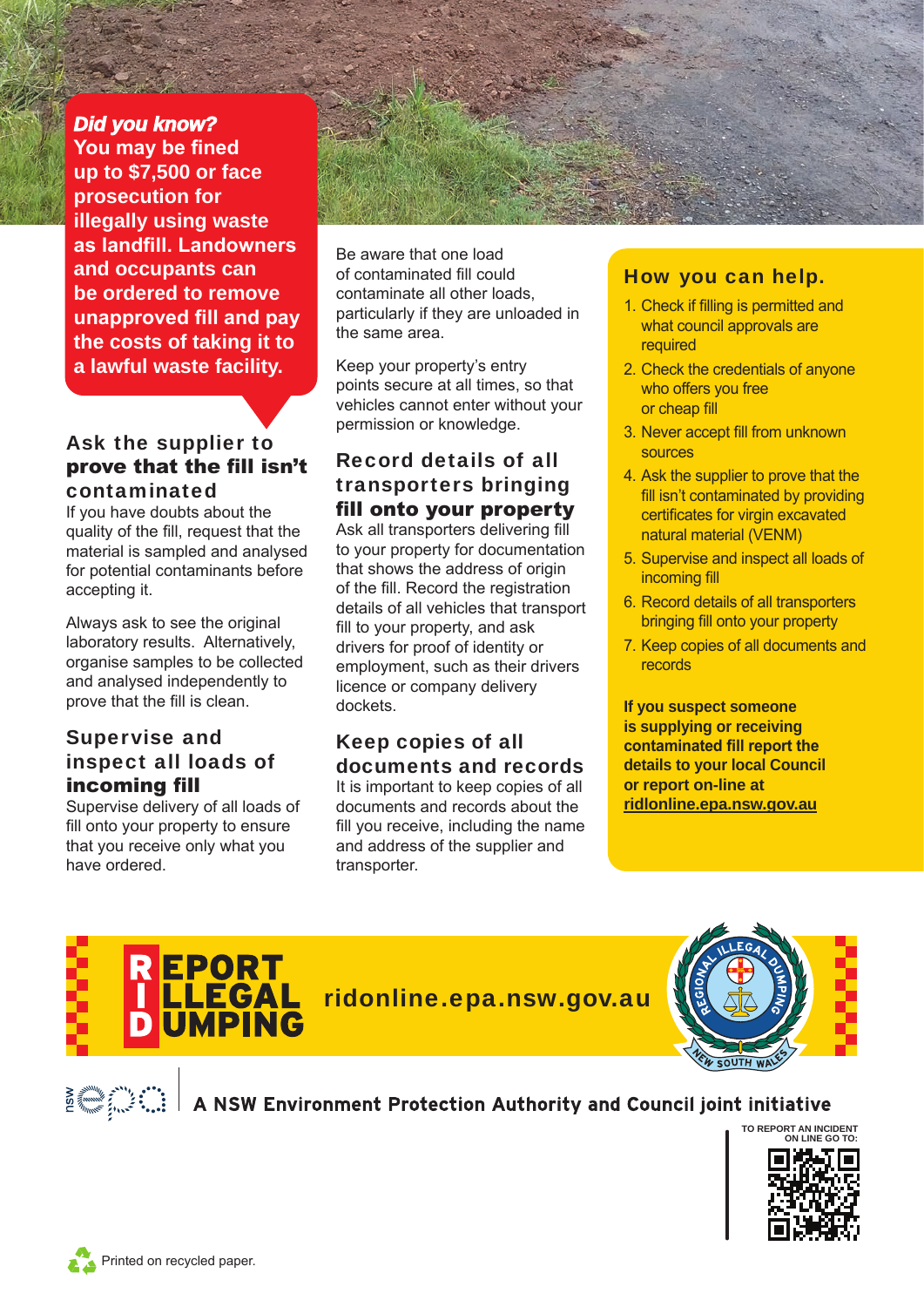***Did you know?***
**You may be fined up to $7,500 or face prosecution for illegally using waste as landfill. Landowners and occupants can be ordered to remove unapproved fill and pay the costs of taking it to a lawful waste facility.**

## Ask the supplier to prove that the fill isn't contaminated

If you have doubts about the quality of the fill, request that the material is sampled and analysed for potential contaminants before accepting it.

Always ask to see the original laboratory results. Alternatively, organise samples to be collected and analysed independently to prove that the fill is clean.

## Supervise and inspect all loads of incoming fill

Supervise delivery of all loads of fill onto your property to ensure that you receive only what you have ordered.

Be aware that one load of contaminated fill could contaminate all other loads, particularly if they are unloaded in the same area.

Keep your property's entry points secure at all times, so that vehicles cannot enter without your permission or knowledge.

## Record details of all transporters bringing fill onto your property

Ask all transporters delivering fill to your property for documentation that shows the address of origin of the fill. Record the registration details of all vehicles that transport fill to your property, and ask drivers for proof of identity or employment, such as their drivers licence or company delivery dockets.

## Keep copies of all documents and records

It is important to keep copies of all documents and records about the fill you receive, including the name and address of the supplier and transporter.

## How you can help.

1. Check if filling is permitted and what council approvals are required
2. Check the credentials of anyone who offers you free or cheap fill
3. Never accept fill from unknown sources
4. Ask the supplier to prove that the fill isn't contaminated by providing certificates for virgin excavated natural material (VENM)
5. Supervise and inspect all loads of incoming fill
6. Record details of all transporters bringing fill onto your property
7. Keep copies of all documents and records

**If you suspect someone is supplying or receiving contaminated fill report the details to your local Council or report on-line at ridlonline.epa.nsw.gov.au**

**REPORT ILLEGAL DUMPING** ridonline.epa.nsw.gov.au

REGIONAL ILLEGAL DUMPING NEW SOUTH WALES

nsw epa

**A NSW Environment Protection Authority and Council joint initiative**

TO REPORT AN INCIDENT ON LINE GO TO:

Printed on recycled paper.